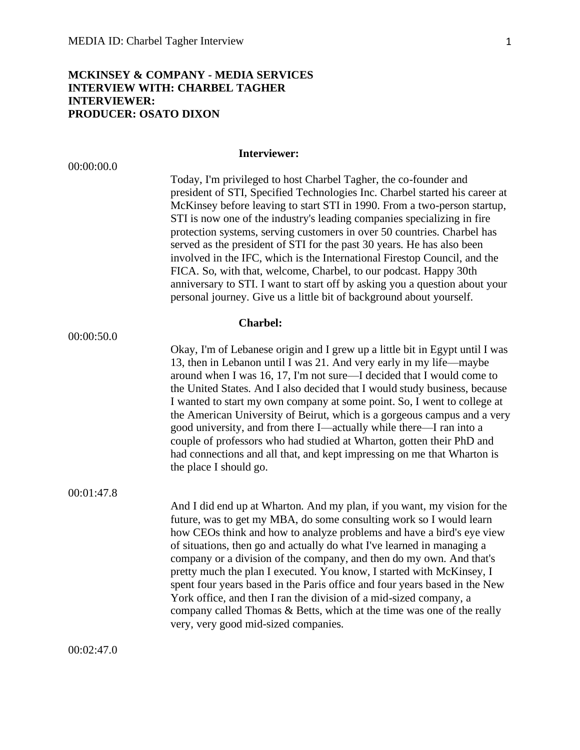**MCKINSEY & COMPANY - MEDIA SERVICES**
**INTERVIEW WITH: CHARBEL TAGHER**
**INTERVIEWER:**
**PRODUCER: OSATO DIXON**

**Interviewer:**

00:00:00.0

Today, I'm privileged to host Charbel Tagher, the co-founder and president of STI, Specified Technologies Inc. Charbel started his career at McKinsey before leaving to start STI in 1990. From a two-person startup, STI is now one of the industry's leading companies specializing in fire protection systems, serving customers in over 50 countries. Charbel has served as the president of STI for the past 30 years. He has also been involved in the IFC, which is the International Firestop Council, and the FICA. So, with that, welcome, Charbel, to our podcast. Happy 30th anniversary to STI. I want to start off by asking you a question about your personal journey. Give us a little bit of background about yourself.

**Charbel:**

00:00:50.0

Okay, I'm of Lebanese origin and I grew up a little bit in Egypt until I was 13, then in Lebanon until I was 21. And very early in my life—maybe around when I was 16, 17, I'm not sure—I decided that I would come to the United States. And I also decided that I would study business, because I wanted to start my own company at some point. So, I went to college at the American University of Beirut, which is a gorgeous campus and a very good university, and from there I—actually while there—I ran into a couple of professors who had studied at Wharton, gotten their PhD and had connections and all that, and kept impressing on me that Wharton is the place I should go.

00:01:47.8

And I did end up at Wharton. And my plan, if you want, my vision for the future, was to get my MBA, do some consulting work so I would learn how CEOs think and how to analyze problems and have a bird's eye view of situations, then go and actually do what I've learned in managing a company or a division of the company, and then do my own. And that's pretty much the plan I executed. You know, I started with McKinsey, I spent four years based in the Paris office and four years based in the New York office, and then I ran the division of a mid-sized company, a company called Thomas & Betts, which at the time was one of the really very, very good mid-sized companies.

00:02:47.0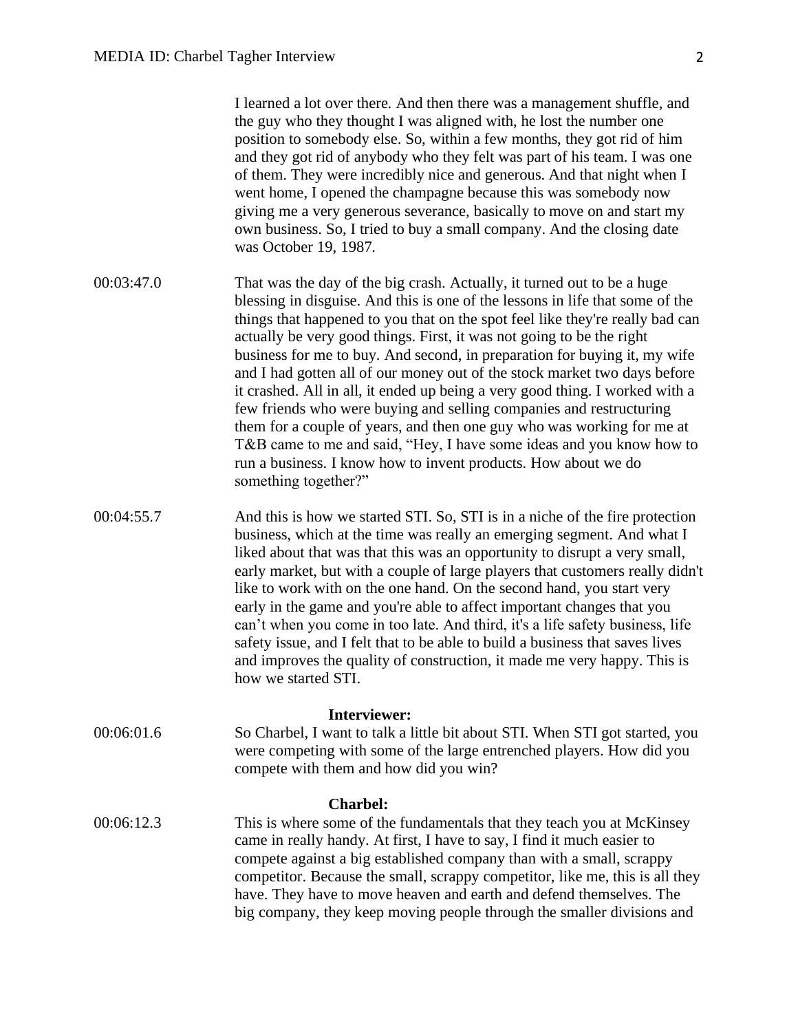I learned a lot over there. And then there was a management shuffle, and the guy who they thought I was aligned with, he lost the number one position to somebody else. So, within a few months, they got rid of him and they got rid of anybody who they felt was part of his team. I was one of them. They were incredibly nice and generous. And that night when I went home, I opened the champagne because this was somebody now giving me a very generous severance, basically to move on and start my own business. So, I tried to buy a small company. And the closing date was October 19, 1987.

00:03:47.0 That was the day of the big crash. Actually, it turned out to be a huge blessing in disguise. And this is one of the lessons in life that some of the things that happened to you that on the spot feel like they're really bad can actually be very good things. First, it was not going to be the right business for me to buy. And second, in preparation for buying it, my wife and I had gotten all of our money out of the stock market two days before it crashed. All in all, it ended up being a very good thing. I worked with a few friends who were buying and selling companies and restructuring them for a couple of years, and then one guy who was working for me at T&B came to me and said, "Hey, I have some ideas and you know how to run a business. I know how to invent products. How about we do something together?"

00:04:55.7 And this is how we started STI. So, STI is in a niche of the fire protection business, which at the time was really an emerging segment. And what I liked about that was that this was an opportunity to disrupt a very small, early market, but with a couple of large players that customers really didn't like to work with on the one hand. On the second hand, you start very early in the game and you're able to affect important changes that you can't when you come in too late. And third, it's a life safety business, life safety issue, and I felt that to be able to build a business that saves lives and improves the quality of construction, it made me very happy. This is how we started STI.

**Interviewer:**

00:06:01.6 So Charbel, I want to talk a little bit about STI. When STI got started, you were competing with some of the large entrenched players. How did you compete with them and how did you win?

**Charbel:**

00:06:12.3 This is where some of the fundamentals that they teach you at McKinsey came in really handy. At first, I have to say, I find it much easier to compete against a big established company than with a small, scrappy competitor. Because the small, scrappy competitor, like me, this is all they have. They have to move heaven and earth and defend themselves. The big company, they keep moving people through the smaller divisions and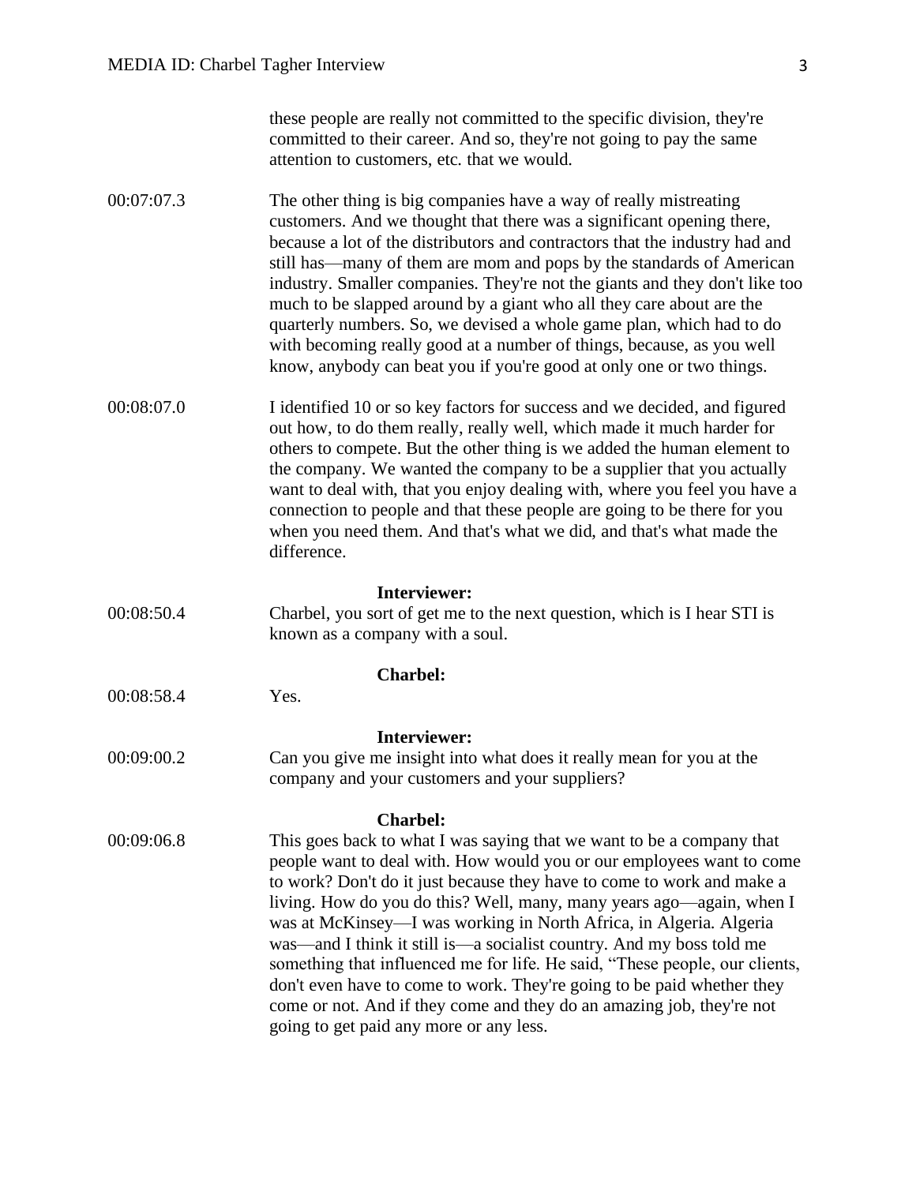these people are really not committed to the specific division, they're committed to their career. And so, they're not going to pay the same attention to customers, etc. that we would.

00:07:07.3 The other thing is big companies have a way of really mistreating customers. And we thought that there was a significant opening there, because a lot of the distributors and contractors that the industry had and still has—many of them are mom and pops by the standards of American industry. Smaller companies. They're not the giants and they don't like too much to be slapped around by a giant who all they care about are the quarterly numbers. So, we devised a whole game plan, which had to do with becoming really good at a number of things, because, as you well know, anybody can beat you if you're good at only one or two things.

00:08:07.0 I identified 10 or so key factors for success and we decided, and figured out how, to do them really, really well, which made it much harder for others to compete. But the other thing is we added the human element to the company. We wanted the company to be a supplier that you actually want to deal with, that you enjoy dealing with, where you feel you have a connection to people and that these people are going to be there for you when you need them. And that's what we did, and that's what made the difference.

**Interviewer:**

00:08:50.4 Charbel, you sort of get me to the next question, which is I hear STI is known as a company with a soul.

**Charbel:**

00:08:58.4 Yes.

**Interviewer:**

00:09:00.2 Can you give me insight into what does it really mean for you at the company and your customers and your suppliers?

**Charbel:**

00:09:06.8 This goes back to what I was saying that we want to be a company that people want to deal with. How would you or our employees want to come to work? Don't do it just because they have to come to work and make a living. How do you do this? Well, many, many years ago—again, when I was at McKinsey—I was working in North Africa, in Algeria. Algeria was—and I think it still is—a socialist country. And my boss told me something that influenced me for life. He said, "These people, our clients, don't even have to come to work. They're going to be paid whether they come or not. And if they come and they do an amazing job, they're not going to get paid any more or any less.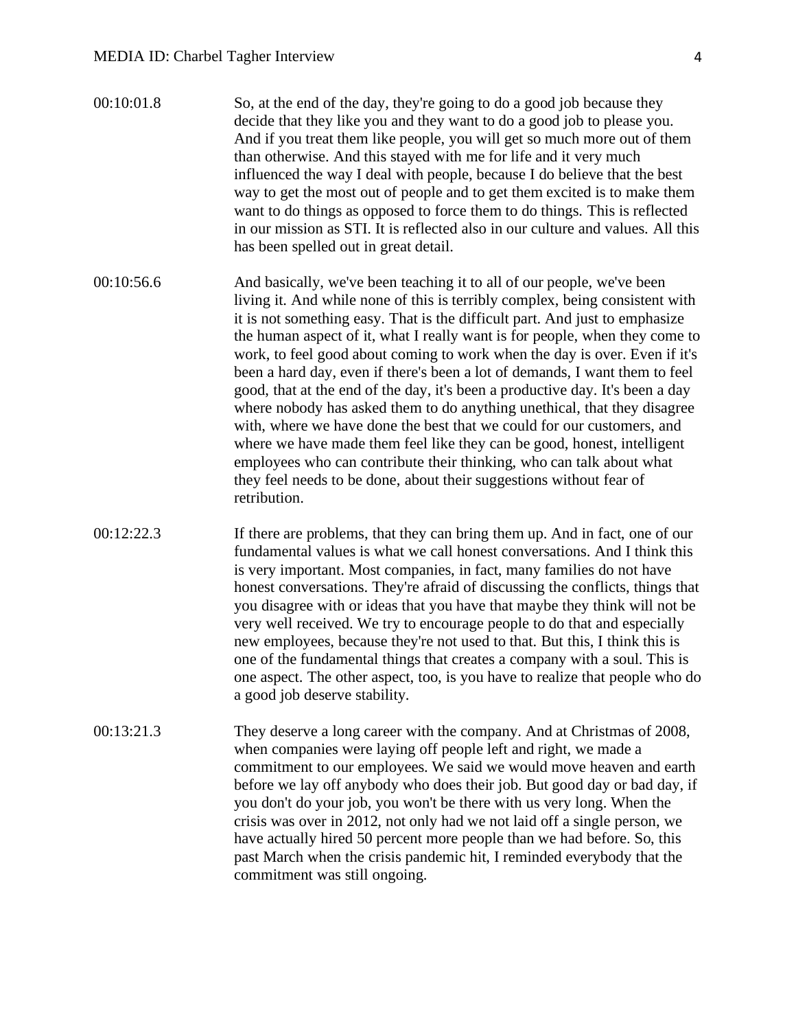00:10:01.8 So, at the end of the day, they're going to do a good job because they decide that they like you and they want to do a good job to please you. And if you treat them like people, you will get so much more out of them than otherwise. And this stayed with me for life and it very much influenced the way I deal with people, because I do believe that the best way to get the most out of people and to get them excited is to make them want to do things as opposed to force them to do things. This is reflected in our mission as STI. It is reflected also in our culture and values. All this has been spelled out in great detail.

00:10:56.6 And basically, we've been teaching it to all of our people, we've been living it. And while none of this is terribly complex, being consistent with it is not something easy. That is the difficult part. And just to emphasize the human aspect of it, what I really want is for people, when they come to work, to feel good about coming to work when the day is over. Even if it's been a hard day, even if there's been a lot of demands, I want them to feel good, that at the end of the day, it's been a productive day. It's been a day where nobody has asked them to do anything unethical, that they disagree with, where we have done the best that we could for our customers, and where we have made them feel like they can be good, honest, intelligent employees who can contribute their thinking, who can talk about what they feel needs to be done, about their suggestions without fear of retribution.

00:12:22.3 If there are problems, that they can bring them up. And in fact, one of our fundamental values is what we call honest conversations. And I think this is very important. Most companies, in fact, many families do not have honest conversations. They're afraid of discussing the conflicts, things that you disagree with or ideas that you have that maybe they think will not be very well received. We try to encourage people to do that and especially new employees, because they're not used to that. But this, I think this is one of the fundamental things that creates a company with a soul. This is one aspect. The other aspect, too, is you have to realize that people who do a good job deserve stability.

00:13:21.3 They deserve a long career with the company. And at Christmas of 2008, when companies were laying off people left and right, we made a commitment to our employees. We said we would move heaven and earth before we lay off anybody who does their job. But good day or bad day, if you don't do your job, you won't be there with us very long. When the crisis was over in 2012, not only had we not laid off a single person, we have actually hired 50 percent more people than we had before. So, this past March when the crisis pandemic hit, I reminded everybody that the commitment was still ongoing.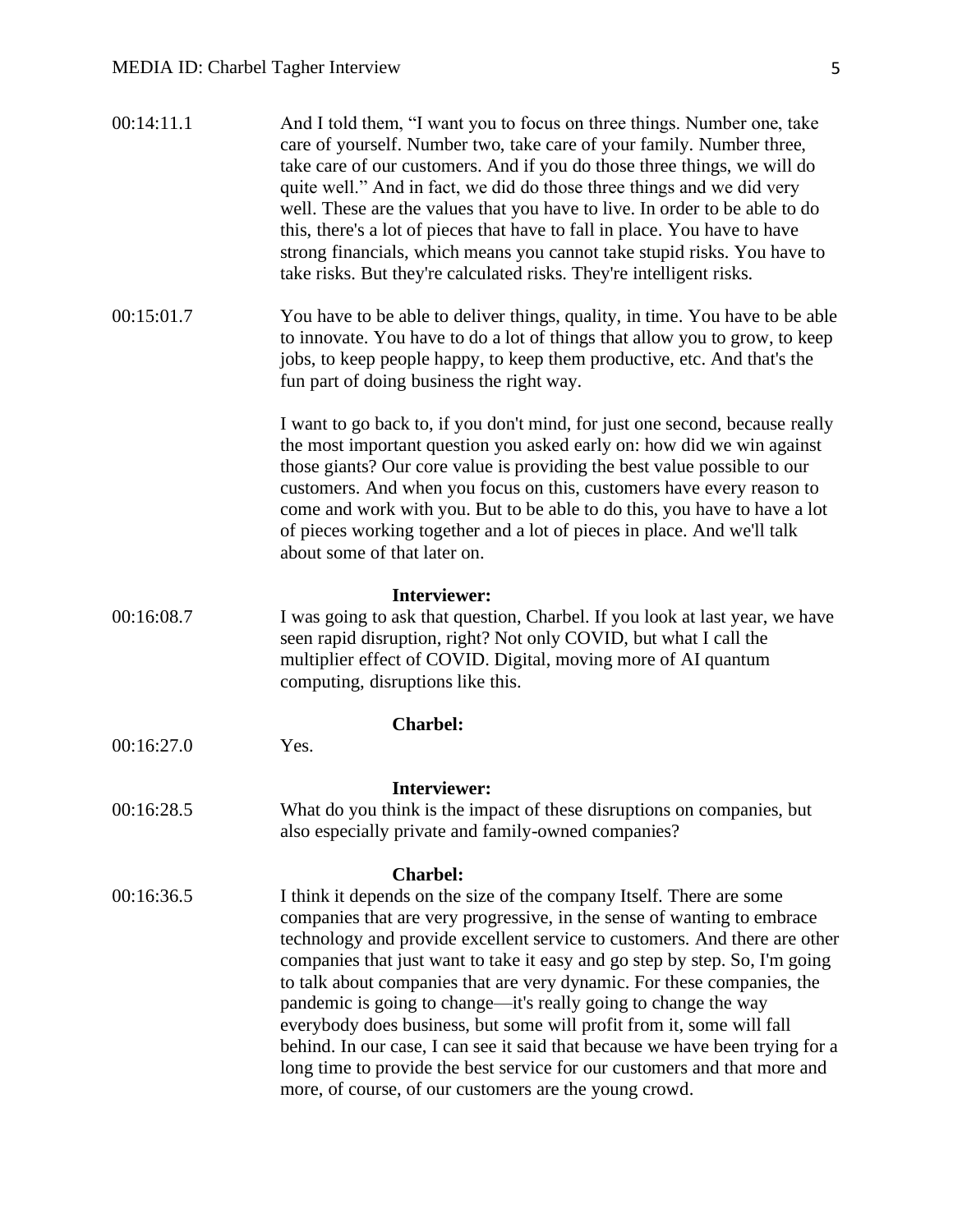00:14:11.1 And I told them, "I want you to focus on three things. Number one, take care of yourself. Number two, take care of your family. Number three, take care of our customers. And if you do those three things, we will do quite well." And in fact, we did do those three things and we did very well. These are the values that you have to live. In order to be able to do this, there's a lot of pieces that have to fall in place. You have to have strong financials, which means you cannot take stupid risks. You have to take risks. But they're calculated risks. They're intelligent risks.

00:15:01.7 You have to be able to deliver things, quality, in time. You have to be able to innovate. You have to do a lot of things that allow you to grow, to keep jobs, to keep people happy, to keep them productive, etc. And that's the fun part of doing business the right way.

I want to go back to, if you don't mind, for just one second, because really the most important question you asked early on: how did we win against those giants? Our core value is providing the best value possible to our customers. And when you focus on this, customers have every reason to come and work with you. But to be able to do this, you have to have a lot of pieces working together and a lot of pieces in place. And we'll talk about some of that later on.

**Interviewer:**

00:16:08.7 I was going to ask that question, Charbel. If you look at last year, we have seen rapid disruption, right? Not only COVID, but what I call the multiplier effect of COVID. Digital, moving more of AI quantum computing, disruptions like this.

**Charbel:**

00:16:27.0 Yes.

**Interviewer:**

00:16:28.5 What do you think is the impact of these disruptions on companies, but also especially private and family-owned companies?

**Charbel:**

00:16:36.5 I think it depends on the size of the company Itself. There are some companies that are very progressive, in the sense of wanting to embrace technology and provide excellent service to customers. And there are other companies that just want to take it easy and go step by step. So, I'm going to talk about companies that are very dynamic. For these companies, the pandemic is going to change—it's really going to change the way everybody does business, but some will profit from it, some will fall behind. In our case, I can see it said that because we have been trying for a long time to provide the best service for our customers and that more and more, of course, of our customers are the young crowd.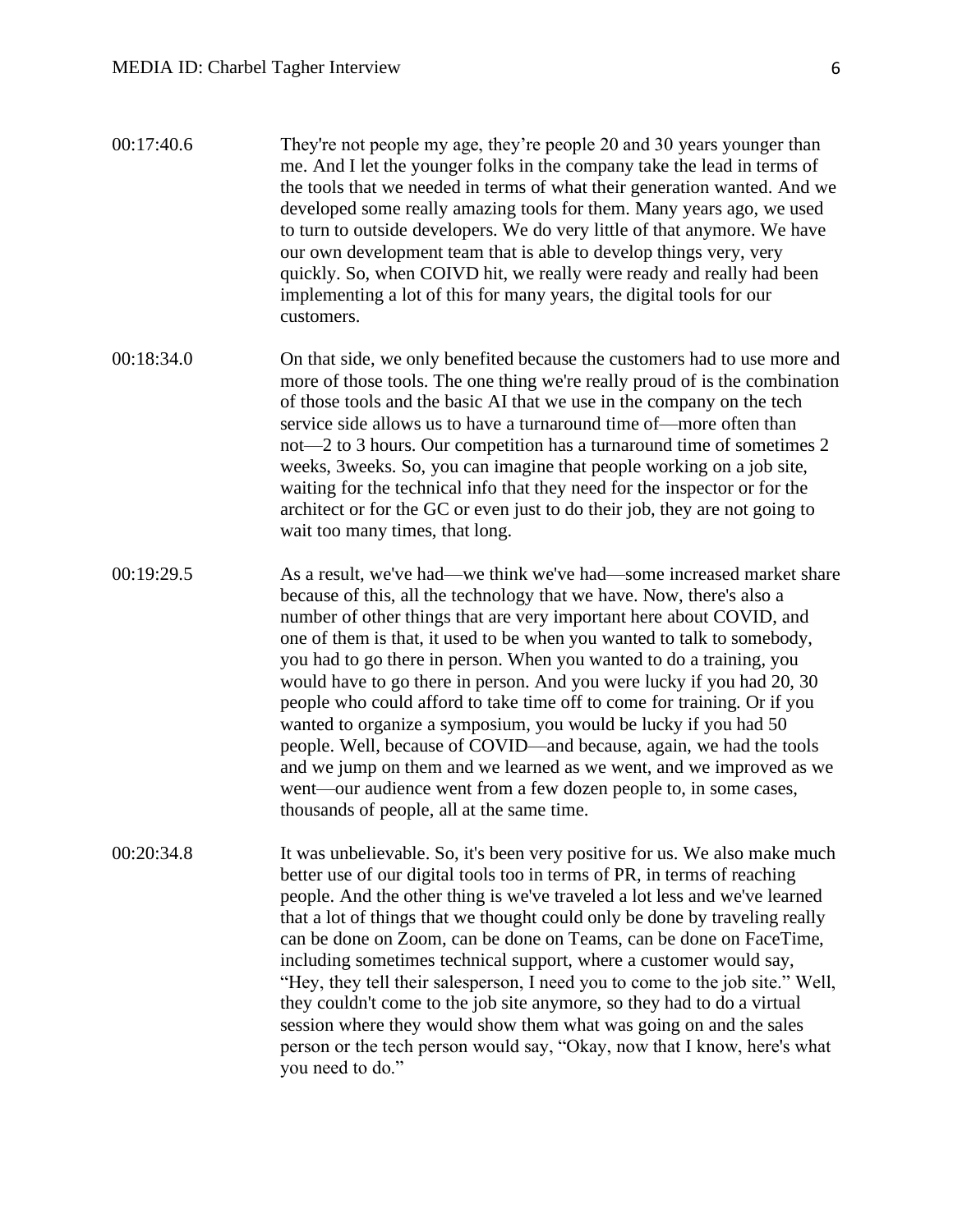00:17:40.6 They're not people my age, they're people 20 and 30 years younger than me. And I let the younger folks in the company take the lead in terms of the tools that we needed in terms of what their generation wanted. And we developed some really amazing tools for them. Many years ago, we used to turn to outside developers. We do very little of that anymore. We have our own development team that is able to develop things very, very quickly. So, when COIVD hit, we really were ready and really had been implementing a lot of this for many years, the digital tools for our customers.

00:18:34.0 On that side, we only benefited because the customers had to use more and more of those tools. The one thing we're really proud of is the combination of those tools and the basic AI that we use in the company on the tech service side allows us to have a turnaround time of—more often than not—2 to 3 hours. Our competition has a turnaround time of sometimes 2 weeks, 3weeks. So, you can imagine that people working on a job site, waiting for the technical info that they need for the inspector or for the architect or for the GC or even just to do their job, they are not going to wait too many times, that long.

00:19:29.5 As a result, we've had—we think we've had—some increased market share because of this, all the technology that we have. Now, there's also a number of other things that are very important here about COVID, and one of them is that, it used to be when you wanted to talk to somebody, you had to go there in person. When you wanted to do a training, you would have to go there in person. And you were lucky if you had 20, 30 people who could afford to take time off to come for training. Or if you wanted to organize a symposium, you would be lucky if you had 50 people. Well, because of COVID—and because, again, we had the tools and we jump on them and we learned as we went, and we improved as we went—our audience went from a few dozen people to, in some cases, thousands of people, all at the same time.

00:20:34.8 It was unbelievable. So, it's been very positive for us. We also make much better use of our digital tools too in terms of PR, in terms of reaching people. And the other thing is we've traveled a lot less and we've learned that a lot of things that we thought could only be done by traveling really can be done on Zoom, can be done on Teams, can be done on FaceTime, including sometimes technical support, where a customer would say, "Hey, they tell their salesperson, I need you to come to the job site." Well, they couldn't come to the job site anymore, so they had to do a virtual session where they would show them what was going on and the sales person or the tech person would say, "Okay, now that I know, here's what you need to do."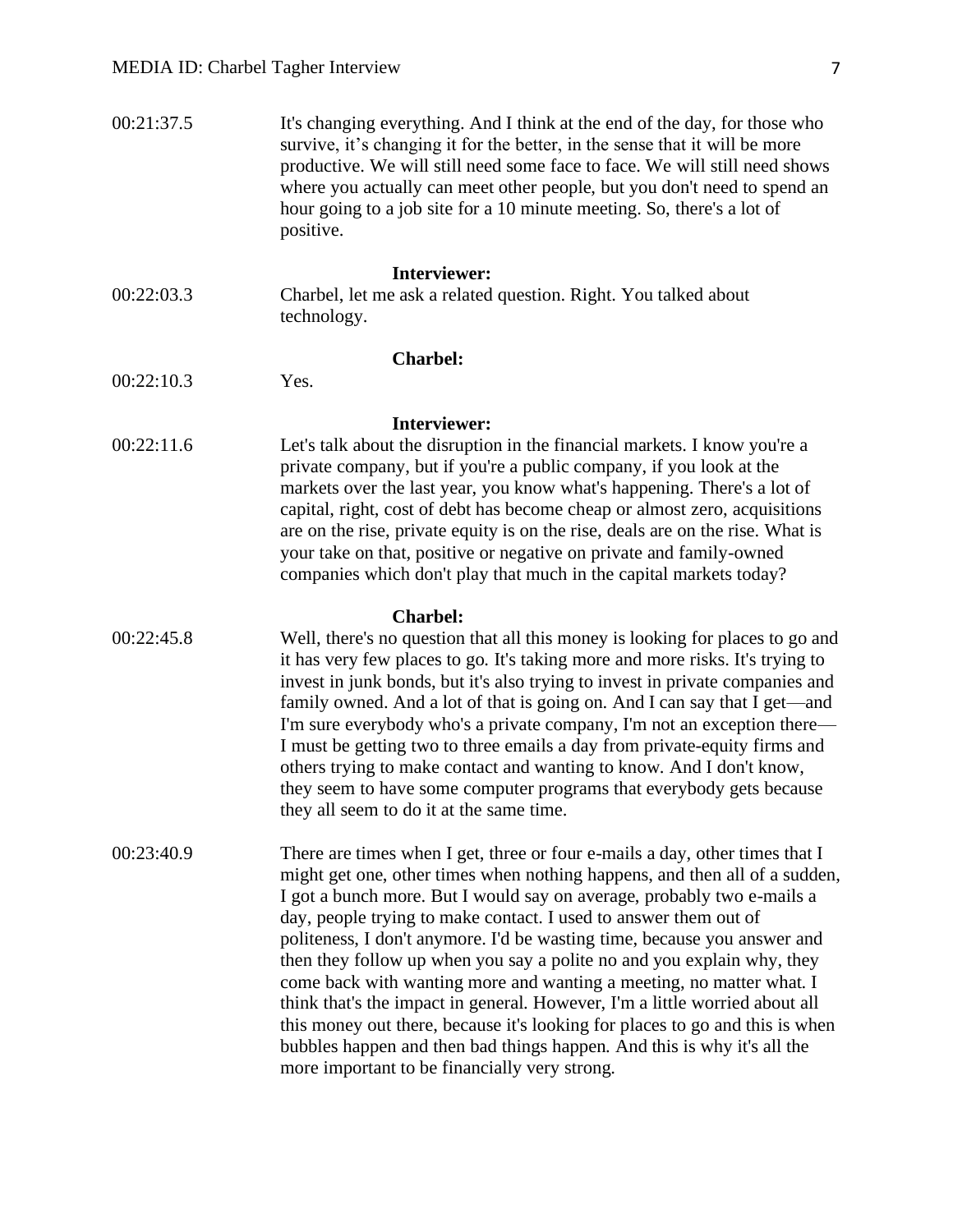00:21:37.5 It's changing everything. And I think at the end of the day, for those who survive, it's changing it for the better, in the sense that it will be more productive. We will still need some face to face. We will still need shows where you actually can meet other people, but you don't need to spend an hour going to a job site for a 10 minute meeting. So, there's a lot of positive.

**Interviewer:**

00:22:03.3 Charbel, let me ask a related question. Right. You talked about technology.

**Charbel:**

00:22:10.3 Yes.

**Interviewer:**

00:22:11.6 Let's talk about the disruption in the financial markets. I know you're a private company, but if you're a public company, if you look at the markets over the last year, you know what's happening. There's a lot of capital, right, cost of debt has become cheap or almost zero, acquisitions are on the rise, private equity is on the rise, deals are on the rise. What is your take on that, positive or negative on private and family-owned companies which don't play that much in the capital markets today?

**Charbel:**

00:22:45.8 Well, there's no question that all this money is looking for places to go and it has very few places to go. It's taking more and more risks. It's trying to invest in junk bonds, but it's also trying to invest in private companies and family owned. And a lot of that is going on. And I can say that I get—and I'm sure everybody who's a private company, I'm not an exception there—I must be getting two to three emails a day from private-equity firms and others trying to make contact and wanting to know. And I don't know, they seem to have some computer programs that everybody gets because they all seem to do it at the same time.

00:23:40.9 There are times when I get, three or four e-mails a day, other times that I might get one, other times when nothing happens, and then all of a sudden, I got a bunch more. But I would say on average, probably two e-mails a day, people trying to make contact. I used to answer them out of politeness, I don't anymore. I'd be wasting time, because you answer and then they follow up when you say a polite no and you explain why, they come back with wanting more and wanting a meeting, no matter what. I think that's the impact in general. However, I'm a little worried about all this money out there, because it's looking for places to go and this is when bubbles happen and then bad things happen. And this is why it's all the more important to be financially very strong.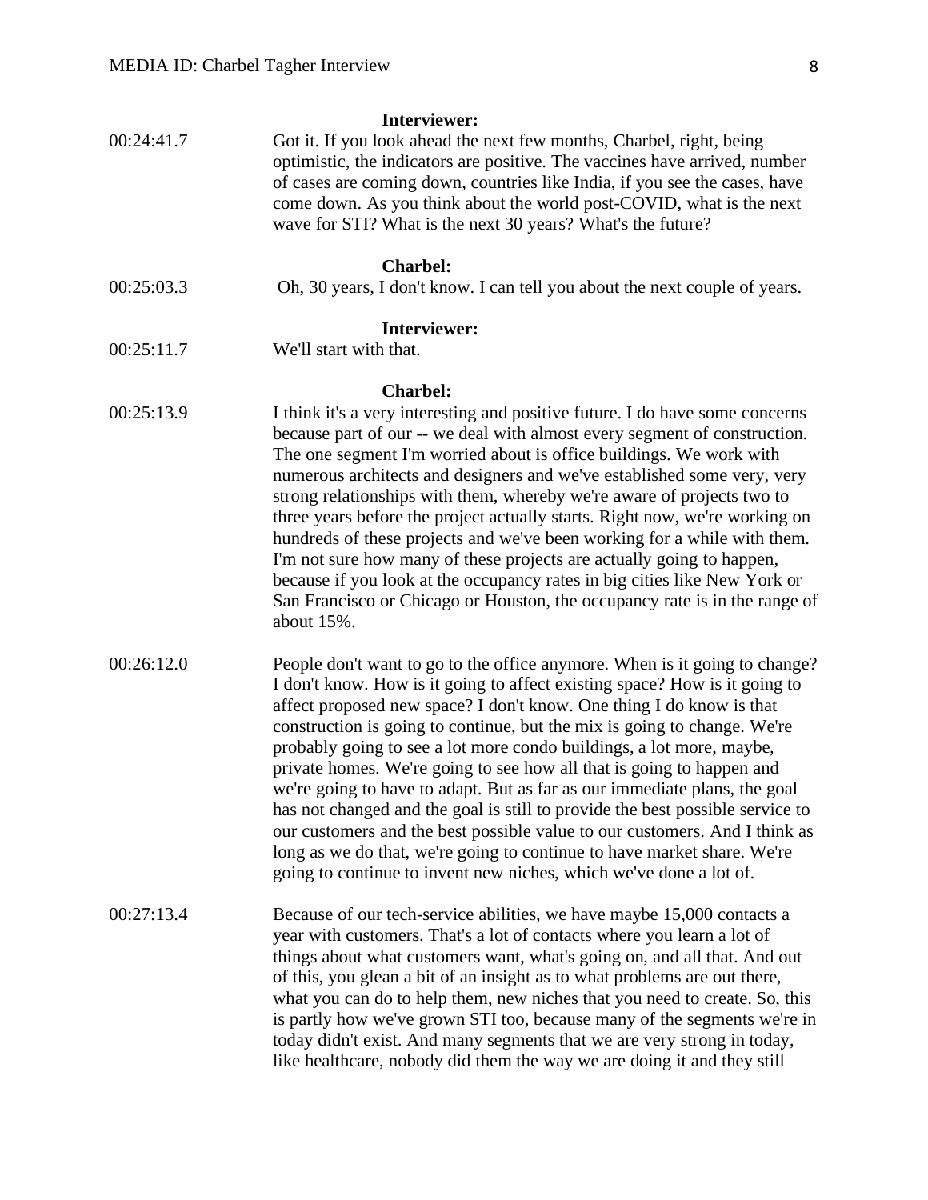**Interviewer:**

00:24:41.7 Got it. If you look ahead the next few months, Charbel, right, being optimistic, the indicators are positive. The vaccines have arrived, number of cases are coming down, countries like India, if you see the cases, have come down. As you think about the world post-COVID, what is the next wave for STI? What is the next 30 years? What's the future?

**Charbel:**

00:25:03.3 Oh, 30 years, I don't know. I can tell you about the next couple of years.

**Interviewer:**

00:25:11.7 We'll start with that.

**Charbel:**

00:25:13.9 I think it's a very interesting and positive future. I do have some concerns because part of our -- we deal with almost every segment of construction. The one segment I'm worried about is office buildings. We work with numerous architects and designers and we've established some very, very strong relationships with them, whereby we're aware of projects two to three years before the project actually starts. Right now, we're working on hundreds of these projects and we've been working for a while with them. I'm not sure how many of these projects are actually going to happen, because if you look at the occupancy rates in big cities like New York or San Francisco or Chicago or Houston, the occupancy rate is in the range of about 15%.

00:26:12.0 People don't want to go to the office anymore. When is it going to change? I don't know. How is it going to affect existing space? How is it going to affect proposed new space? I don't know. One thing I do know is that construction is going to continue, but the mix is going to change. We're probably going to see a lot more condo buildings, a lot more, maybe, private homes. We're going to see how all that is going to happen and we're going to have to adapt. But as far as our immediate plans, the goal has not changed and the goal is still to provide the best possible service to our customers and the best possible value to our customers. And I think as long as we do that, we're going to continue to have market share. We're going to continue to invent new niches, which we've done a lot of.

00:27:13.4 Because of our tech-service abilities, we have maybe 15,000 contacts a year with customers. That's a lot of contacts where you learn a lot of things about what customers want, what's going on, and all that. And out of this, you glean a bit of an insight as to what problems are out there, what you can do to help them, new niches that you need to create. So, this is partly how we've grown STI too, because many of the segments we're in today didn't exist. And many segments that we are very strong in today, like healthcare, nobody did them the way we are doing it and they still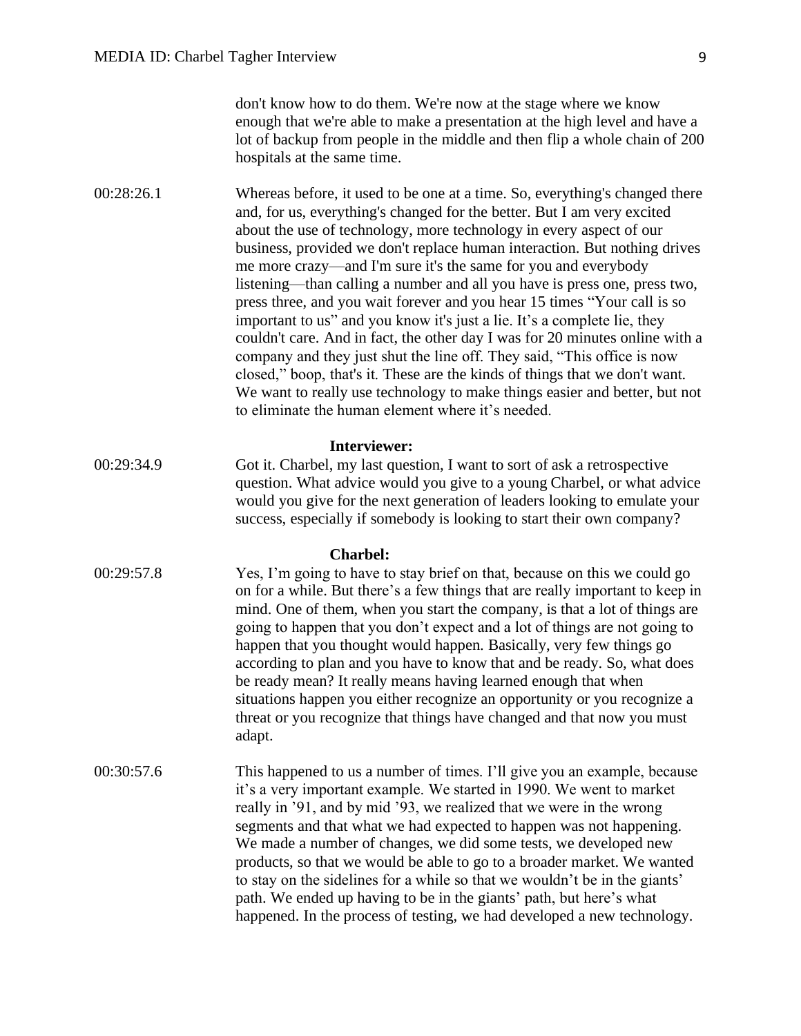don't know how to do them. We're now at the stage where we know enough that we're able to make a presentation at the high level and have a lot of backup from people in the middle and then flip a whole chain of 200 hospitals at the same time.

00:28:26.1 Whereas before, it used to be one at a time. So, everything's changed there and, for us, everything's changed for the better. But I am very excited about the use of technology, more technology in every aspect of our business, provided we don't replace human interaction. But nothing drives me more crazy—and I'm sure it's the same for you and everybody listening—than calling a number and all you have is press one, press two, press three, and you wait forever and you hear 15 times "Your call is so important to us" and you know it's just a lie. It's a complete lie, they couldn't care. And in fact, the other day I was for 20 minutes online with a company and they just shut the line off. They said, "This office is now closed," boop, that's it. These are the kinds of things that we don't want. We want to really use technology to make things easier and better, but not to eliminate the human element where it's needed.

**Interviewer:**

00:29:34.9 Got it. Charbel, my last question, I want to sort of ask a retrospective question. What advice would you give to a young Charbel, or what advice would you give for the next generation of leaders looking to emulate your success, especially if somebody is looking to start their own company?

**Charbel:**

00:29:57.8 Yes, I'm going to have to stay brief on that, because on this we could go on for a while. But there's a few things that are really important to keep in mind. One of them, when you start the company, is that a lot of things are going to happen that you don't expect and a lot of things are not going to happen that you thought would happen. Basically, very few things go according to plan and you have to know that and be ready. So, what does be ready mean? It really means having learned enough that when situations happen you either recognize an opportunity or you recognize a threat or you recognize that things have changed and that now you must adapt.

00:30:57.6 This happened to us a number of times. I'll give you an example, because it's a very important example. We started in 1990. We went to market really in '91, and by mid '93, we realized that we were in the wrong segments and that what we had expected to happen was not happening. We made a number of changes, we did some tests, we developed new products, so that we would be able to go to a broader market. We wanted to stay on the sidelines for a while so that we wouldn't be in the giants' path. We ended up having to be in the giants' path, but here's what happened. In the process of testing, we had developed a new technology.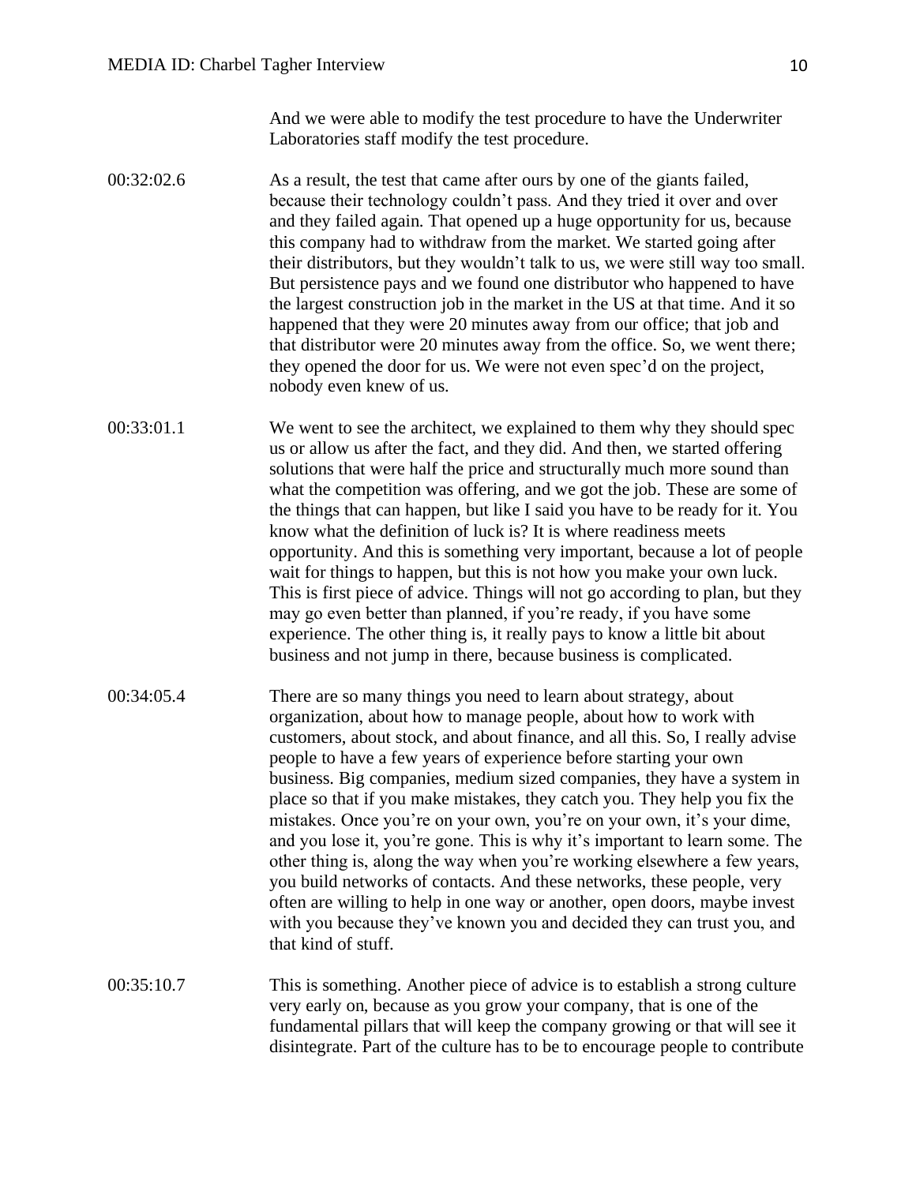And we were able to modify the test procedure to have the Underwriter Laboratories staff modify the test procedure.

00:32:02.6 As a result, the test that came after ours by one of the giants failed, because their technology couldn't pass. And they tried it over and over and they failed again. That opened up a huge opportunity for us, because this company had to withdraw from the market. We started going after their distributors, but they wouldn't talk to us, we were still way too small. But persistence pays and we found one distributor who happened to have the largest construction job in the market in the US at that time. And it so happened that they were 20 minutes away from our office; that job and that distributor were 20 minutes away from the office. So, we went there; they opened the door for us. We were not even spec'd on the project, nobody even knew of us.

00:33:01.1 We went to see the architect, we explained to them why they should spec us or allow us after the fact, and they did. And then, we started offering solutions that were half the price and structurally much more sound than what the competition was offering, and we got the job. These are some of the things that can happen, but like I said you have to be ready for it. You know what the definition of luck is? It is where readiness meets opportunity. And this is something very important, because a lot of people wait for things to happen, but this is not how you make your own luck. This is first piece of advice. Things will not go according to plan, but they may go even better than planned, if you're ready, if you have some experience. The other thing is, it really pays to know a little bit about business and not jump in there, because business is complicated.

00:34:05.4 There are so many things you need to learn about strategy, about organization, about how to manage people, about how to work with customers, about stock, and about finance, and all this. So, I really advise people to have a few years of experience before starting your own business. Big companies, medium sized companies, they have a system in place so that if you make mistakes, they catch you. They help you fix the mistakes. Once you're on your own, you're on your own, it's your dime, and you lose it, you're gone. This is why it's important to learn some. The other thing is, along the way when you're working elsewhere a few years, you build networks of contacts. And these networks, these people, very often are willing to help in one way or another, open doors, maybe invest with you because they've known you and decided they can trust you, and that kind of stuff.

00:35:10.7 This is something. Another piece of advice is to establish a strong culture very early on, because as you grow your company, that is one of the fundamental pillars that will keep the company growing or that will see it disintegrate. Part of the culture has to be to encourage people to contribute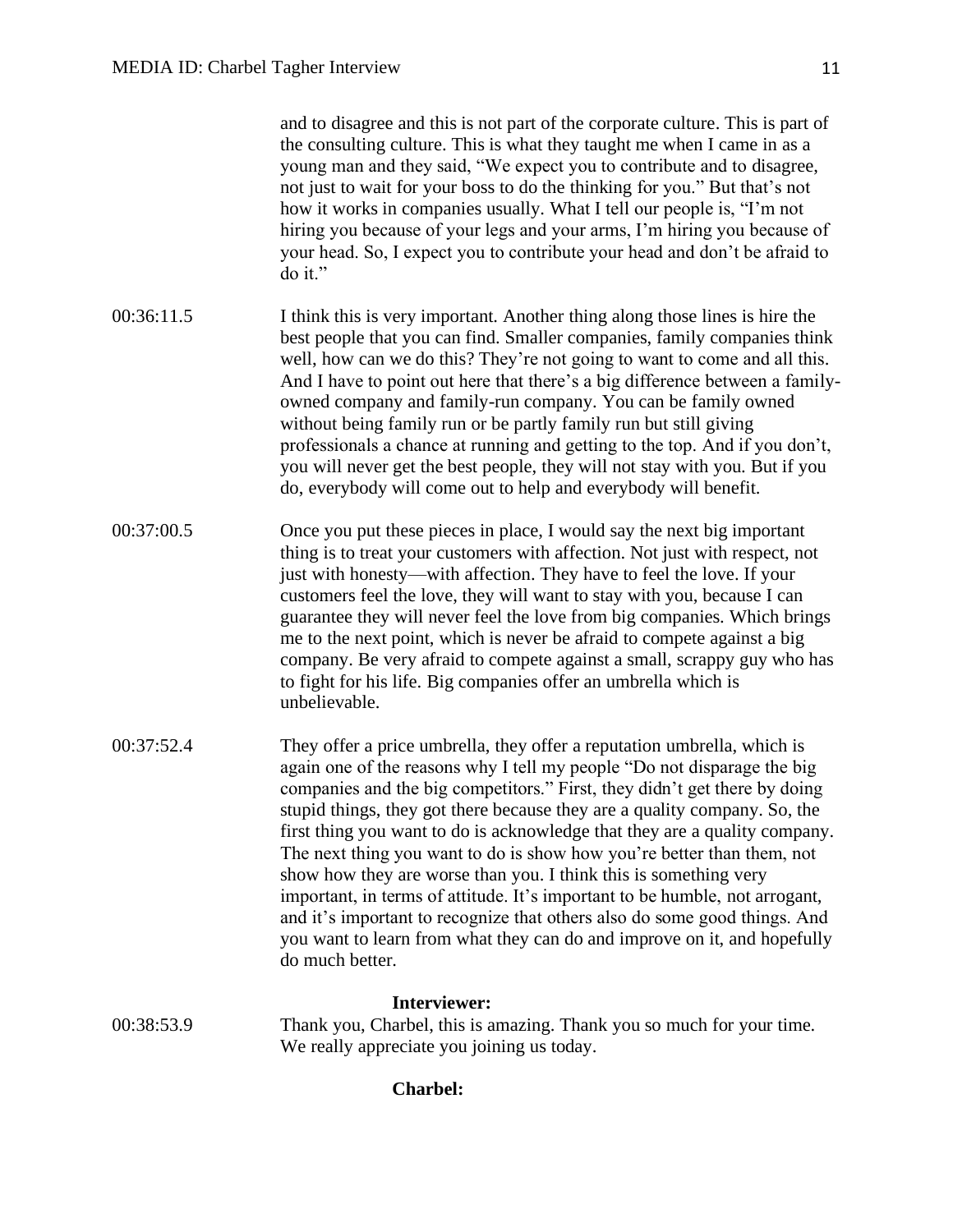and to disagree and this is not part of the corporate culture. This is part of the consulting culture. This is what they taught me when I came in as a young man and they said, "We expect you to contribute and to disagree, not just to wait for your boss to do the thinking for you." But that's not how it works in companies usually. What I tell our people is, "I'm not hiring you because of your legs and your arms, I'm hiring you because of your head. So, I expect you to contribute your head and don't be afraid to do it."

00:36:11.5 I think this is very important. Another thing along those lines is hire the best people that you can find. Smaller companies, family companies think well, how can we do this? They're not going to want to come and all this. And I have to point out here that there's a big difference between a family-owned company and family-run company. You can be family owned without being family run or be partly family run but still giving professionals a chance at running and getting to the top. And if you don't, you will never get the best people, they will not stay with you. But if you do, everybody will come out to help and everybody will benefit.

00:37:00.5 Once you put these pieces in place, I would say the next big important thing is to treat your customers with affection. Not just with respect, not just with honesty—with affection. They have to feel the love. If your customers feel the love, they will want to stay with you, because I can guarantee they will never feel the love from big companies. Which brings me to the next point, which is never be afraid to compete against a big company. Be very afraid to compete against a small, scrappy guy who has to fight for his life. Big companies offer an umbrella which is unbelievable.

00:37:52.4 They offer a price umbrella, they offer a reputation umbrella, which is again one of the reasons why I tell my people "Do not disparage the big companies and the big competitors." First, they didn't get there by doing stupid things, they got there because they are a quality company. So, the first thing you want to do is acknowledge that they are a quality company. The next thing you want to do is show how you're better than them, not show how they are worse than you. I think this is something very important, in terms of attitude. It's important to be humble, not arrogant, and it's important to recognize that others also do some good things. And you want to learn from what they can do and improve on it, and hopefully do much better.

**Interviewer:**

00:38:53.9 Thank you, Charbel, this is amazing. Thank you so much for your time. We really appreciate you joining us today.

**Charbel:**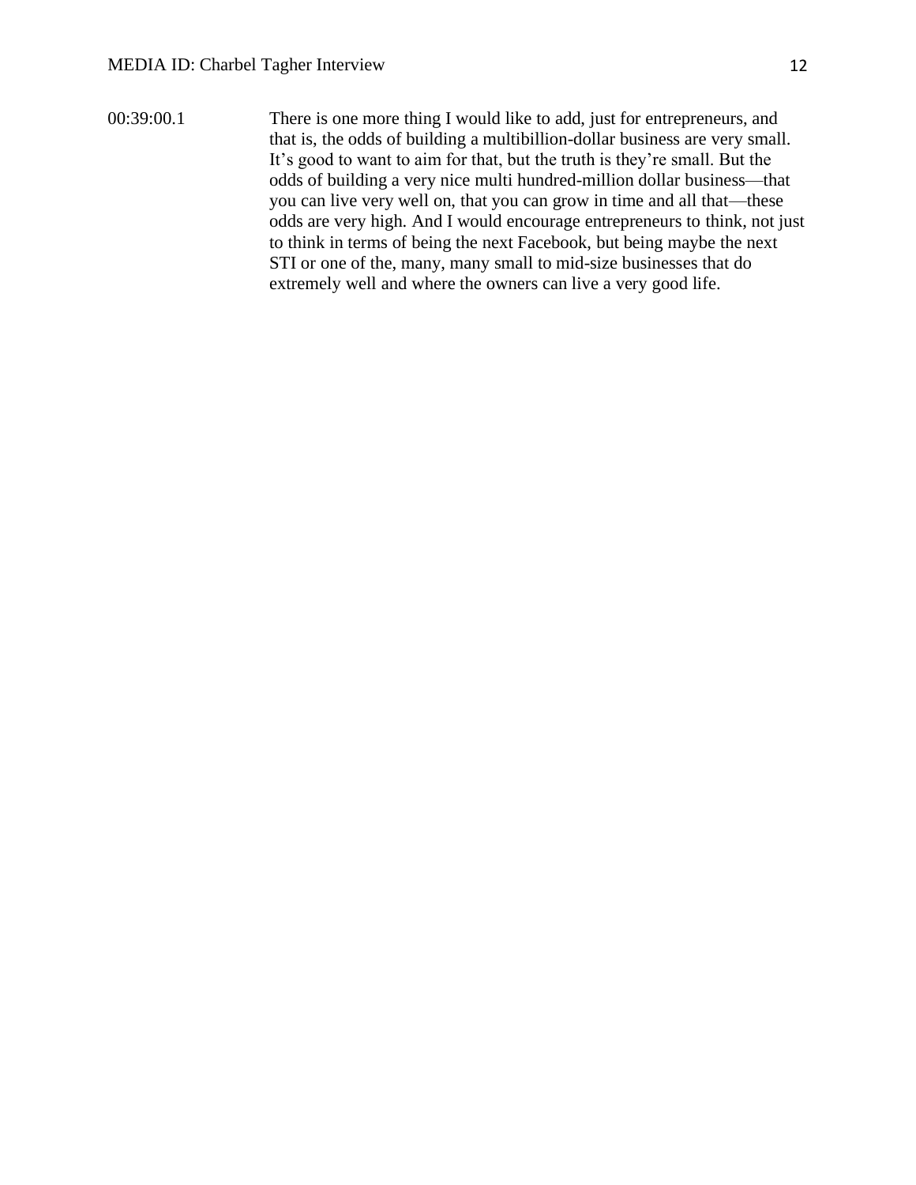00:39:00.1 There is one more thing I would like to add, just for entrepreneurs, and that is, the odds of building a multibillion-dollar business are very small. It's good to want to aim for that, but the truth is they're small. But the odds of building a very nice multi hundred-million dollar business—that you can live very well on, that you can grow in time and all that—these odds are very high. And I would encourage entrepreneurs to think, not just to think in terms of being the next Facebook, but being maybe the next STI or one of the, many, many small to mid-size businesses that do extremely well and where the owners can live a very good life.